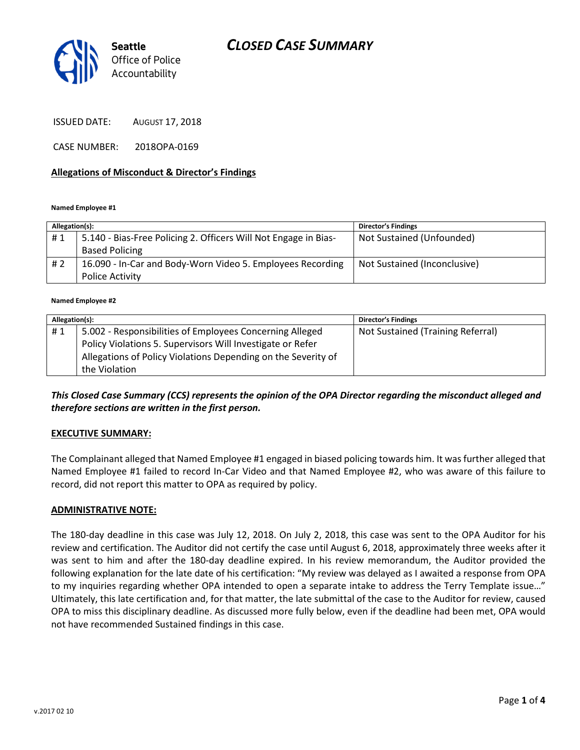Seattle Office of Police Accountability

# CLOSED CASE SUMMARY

ISSUED DATE: AUGUST 17, 2018

CASE NUMBER: 2018OPA-0169

## Allegations of Misconduct & Director's Findings

**Named Employee #1**

| Allegation(s): | | Director's Findings |
|---|---|---|
| # 1 | 5.140 - Bias-Free Policing 2. Officers Will Not Engage in Bias-Based Policing | Not Sustained (Unfounded) |
| # 2 | 16.090 - In-Car and Body-Worn Video 5. Employees Recording Police Activity | Not Sustained (Inconclusive) |

**Named Employee #2**

| Allegation(s): | | Director's Findings |
|---|---|---|
| # 1 | 5.002 - Responsibilities of Employees Concerning Alleged Policy Violations 5. Supervisors Will Investigate or Refer Allegations of Policy Violations Depending on the Severity of the Violation | Not Sustained (Training Referral) |

***This Closed Case Summary (CCS) represents the opinion of the OPA Director regarding the misconduct alleged and therefore sections are written in the first person.***

### EXECUTIVE SUMMARY:

The Complainant alleged that Named Employee #1 engaged in biased policing towards him. It was further alleged that Named Employee #1 failed to record In-Car Video and that Named Employee #2, who was aware of this failure to record, did not report this matter to OPA as required by policy.

### ADMINISTRATIVE NOTE:

The 180-day deadline in this case was July 12, 2018. On July 2, 2018, this case was sent to the OPA Auditor for his review and certification. The Auditor did not certify the case until August 6, 2018, approximately three weeks after it was sent to him and after the 180-day deadline expired. In his review memorandum, the Auditor provided the following explanation for the late date of his certification: "My review was delayed as I awaited a response from OPA to my inquiries regarding whether OPA intended to open a separate intake to address the Terry Template issue…" Ultimately, this late certification and, for that matter, the late submittal of the case to the Auditor for review, caused OPA to miss this disciplinary deadline. As discussed more fully below, even if the deadline had been met, OPA would not have recommended Sustained findings in this case.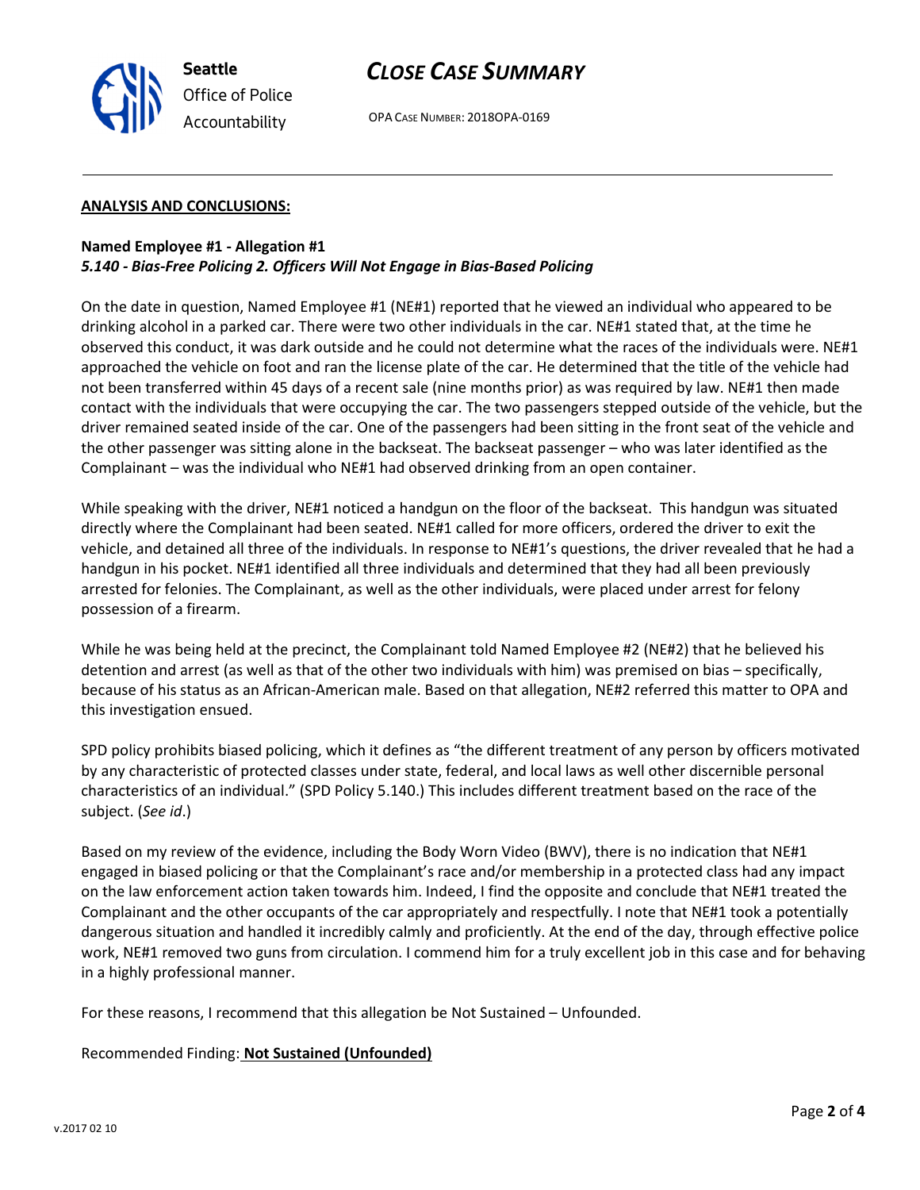## ANALYSIS AND CONCLUSIONS:

**Named Employee #1 - Allegation #1**
***5.140 - Bias-Free Policing 2. Officers Will Not Engage in Bias-Based Policing***

On the date in question, Named Employee #1 (NE#1) reported that he viewed an individual who appeared to be drinking alcohol in a parked car. There were two other individuals in the car. NE#1 stated that, at the time he observed this conduct, it was dark outside and he could not determine what the races of the individuals were. NE#1 approached the vehicle on foot and ran the license plate of the car. He determined that the title of the vehicle had not been transferred within 45 days of a recent sale (nine months prior) as was required by law. NE#1 then made contact with the individuals that were occupying the car. The two passengers stepped outside of the vehicle, but the driver remained seated inside of the car. One of the passengers had been sitting in the front seat of the vehicle and the other passenger was sitting alone in the backseat. The backseat passenger – who was later identified as the Complainant – was the individual who NE#1 had observed drinking from an open container.

While speaking with the driver, NE#1 noticed a handgun on the floor of the backseat. This handgun was situated directly where the Complainant had been seated. NE#1 called for more officers, ordered the driver to exit the vehicle, and detained all three of the individuals. In response to NE#1's questions, the driver revealed that he had a handgun in his pocket. NE#1 identified all three individuals and determined that they had all been previously arrested for felonies. The Complainant, as well as the other individuals, were placed under arrest for felony possession of a firearm.

While he was being held at the precinct, the Complainant told Named Employee #2 (NE#2) that he believed his detention and arrest (as well as that of the other two individuals with him) was premised on bias – specifically, because of his status as an African-American male. Based on that allegation, NE#2 referred this matter to OPA and this investigation ensued.

SPD policy prohibits biased policing, which it defines as "the different treatment of any person by officers motivated by any characteristic of protected classes under state, federal, and local laws as well other discernible personal characteristics of an individual." (SPD Policy 5.140.) This includes different treatment based on the race of the subject. (*See id*.)

Based on my review of the evidence, including the Body Worn Video (BWV), there is no indication that NE#1 engaged in biased policing or that the Complainant's race and/or membership in a protected class had any impact on the law enforcement action taken towards him. Indeed, I find the opposite and conclude that NE#1 treated the Complainant and the other occupants of the car appropriately and respectfully. I note that NE#1 took a potentially dangerous situation and handled it incredibly calmly and proficiently. At the end of the day, through effective police work, NE#1 removed two guns from circulation. I commend him for a truly excellent job in this case and for behaving in a highly professional manner.

For these reasons, I recommend that this allegation be Not Sustained – Unfounded.

Recommended Finding: **Not Sustained (Unfounded)**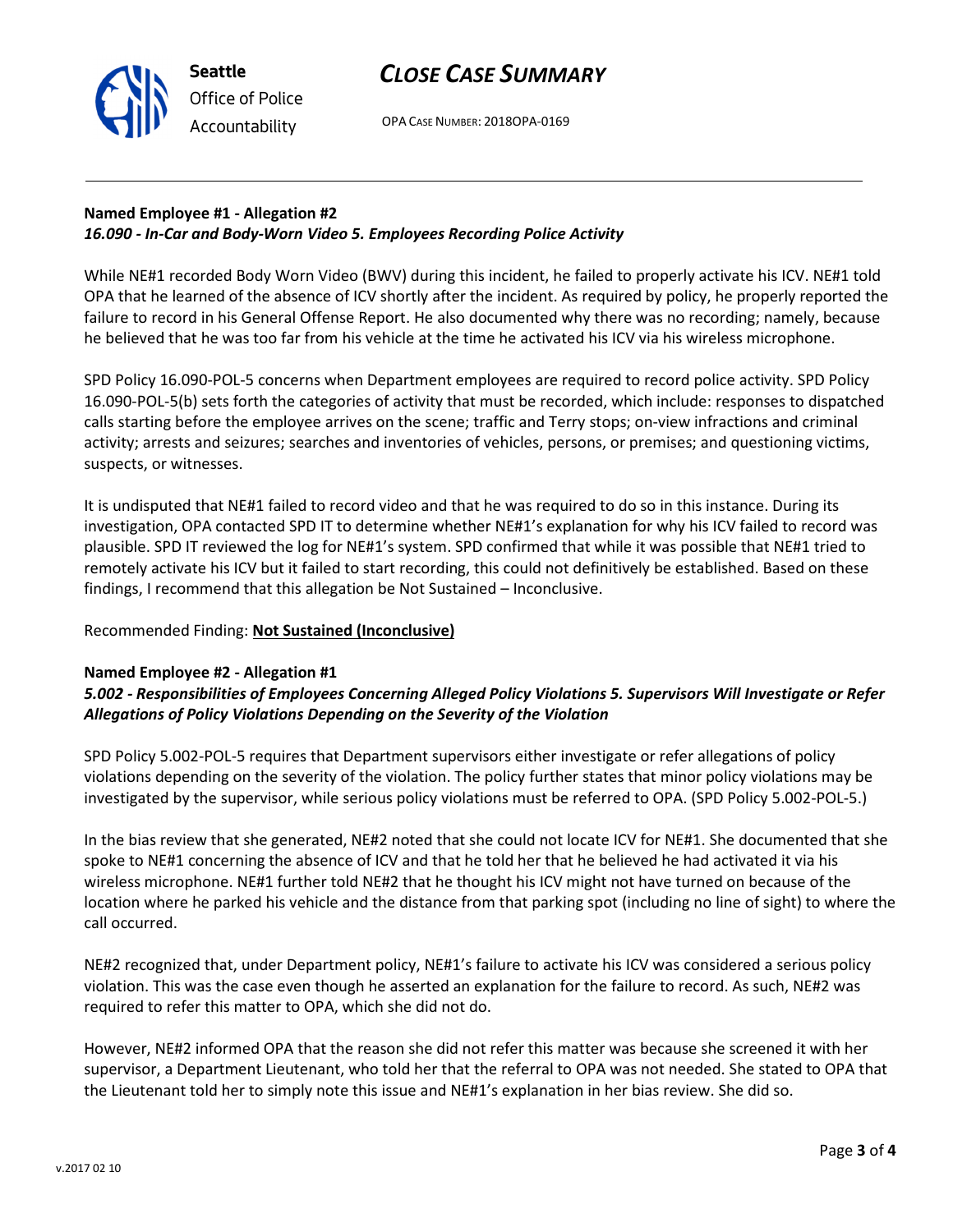**Named Employee #1 - Allegation #2**
***16.090 - In-Car and Body-Worn Video 5. Employees Recording Police Activity***

While NE#1 recorded Body Worn Video (BWV) during this incident, he failed to properly activate his ICV. NE#1 told OPA that he learned of the absence of ICV shortly after the incident. As required by policy, he properly reported the failure to record in his General Offense Report. He also documented why there was no recording; namely, because he believed that he was too far from his vehicle at the time he activated his ICV via his wireless microphone.

SPD Policy 16.090-POL-5 concerns when Department employees are required to record police activity. SPD Policy 16.090-POL-5(b) sets forth the categories of activity that must be recorded, which include: responses to dispatched calls starting before the employee arrives on the scene; traffic and Terry stops; on-view infractions and criminal activity; arrests and seizures; searches and inventories of vehicles, persons, or premises; and questioning victims, suspects, or witnesses.

It is undisputed that NE#1 failed to record video and that he was required to do so in this instance. During its investigation, OPA contacted SPD IT to determine whether NE#1's explanation for why his ICV failed to record was plausible. SPD IT reviewed the log for NE#1's system. SPD confirmed that while it was possible that NE#1 tried to remotely activate his ICV but it failed to start recording, this could not definitively be established. Based on these findings, I recommend that this allegation be Not Sustained – Inconclusive.

Recommended Finding: **Not Sustained (Inconclusive)**

**Named Employee #2 - Allegation #1**
***5.002 - Responsibilities of Employees Concerning Alleged Policy Violations 5. Supervisors Will Investigate or Refer Allegations of Policy Violations Depending on the Severity of the Violation***

SPD Policy 5.002-POL-5 requires that Department supervisors either investigate or refer allegations of policy violations depending on the severity of the violation. The policy further states that minor policy violations may be investigated by the supervisor, while serious policy violations must be referred to OPA. (SPD Policy 5.002-POL-5.)

In the bias review that she generated, NE#2 noted that she could not locate ICV for NE#1. She documented that she spoke to NE#1 concerning the absence of ICV and that he told her that he believed he had activated it via his wireless microphone. NE#1 further told NE#2 that he thought his ICV might not have turned on because of the location where he parked his vehicle and the distance from that parking spot (including no line of sight) to where the call occurred.

NE#2 recognized that, under Department policy, NE#1's failure to activate his ICV was considered a serious policy violation. This was the case even though he asserted an explanation for the failure to record. As such, NE#2 was required to refer this matter to OPA, which she did not do.

However, NE#2 informed OPA that the reason she did not refer this matter was because she screened it with her supervisor, a Department Lieutenant, who told her that the referral to OPA was not needed. She stated to OPA that the Lieutenant told her to simply note this issue and NE#1's explanation in her bias review. She did so.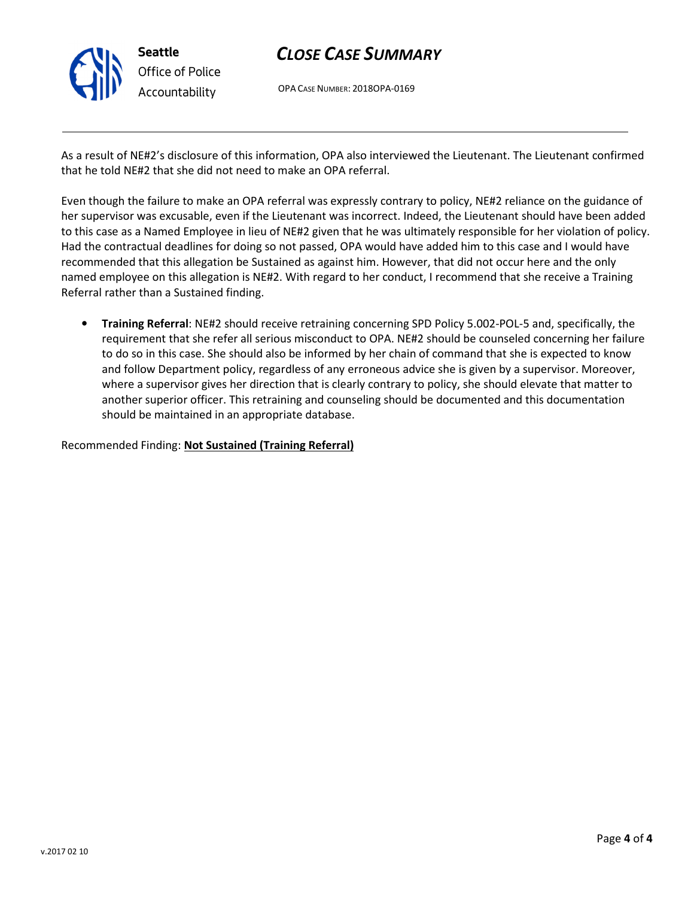As a result of NE#2's disclosure of this information, OPA also interviewed the Lieutenant. The Lieutenant confirmed that he told NE#2 that she did not need to make an OPA referral.

Even though the failure to make an OPA referral was expressly contrary to policy, NE#2 reliance on the guidance of her supervisor was excusable, even if the Lieutenant was incorrect. Indeed, the Lieutenant should have been added to this case as a Named Employee in lieu of NE#2 given that he was ultimately responsible for her violation of policy. Had the contractual deadlines for doing so not passed, OPA would have added him to this case and I would have recommended that this allegation be Sustained as against him. However, that did not occur here and the only named employee on this allegation is NE#2. With regard to her conduct, I recommend that she receive a Training Referral rather than a Sustained finding.

- **Training Referral**: NE#2 should receive retraining concerning SPD Policy 5.002-POL-5 and, specifically, the requirement that she refer all serious misconduct to OPA. NE#2 should be counseled concerning her failure to do so in this case. She should also be informed by her chain of command that she is expected to know and follow Department policy, regardless of any erroneous advice she is given by a supervisor. Moreover, where a supervisor gives her direction that is clearly contrary to policy, she should elevate that matter to another superior officer. This retraining and counseling should be documented and this documentation should be maintained in an appropriate database.

Recommended Finding: **Not Sustained (Training Referral)**